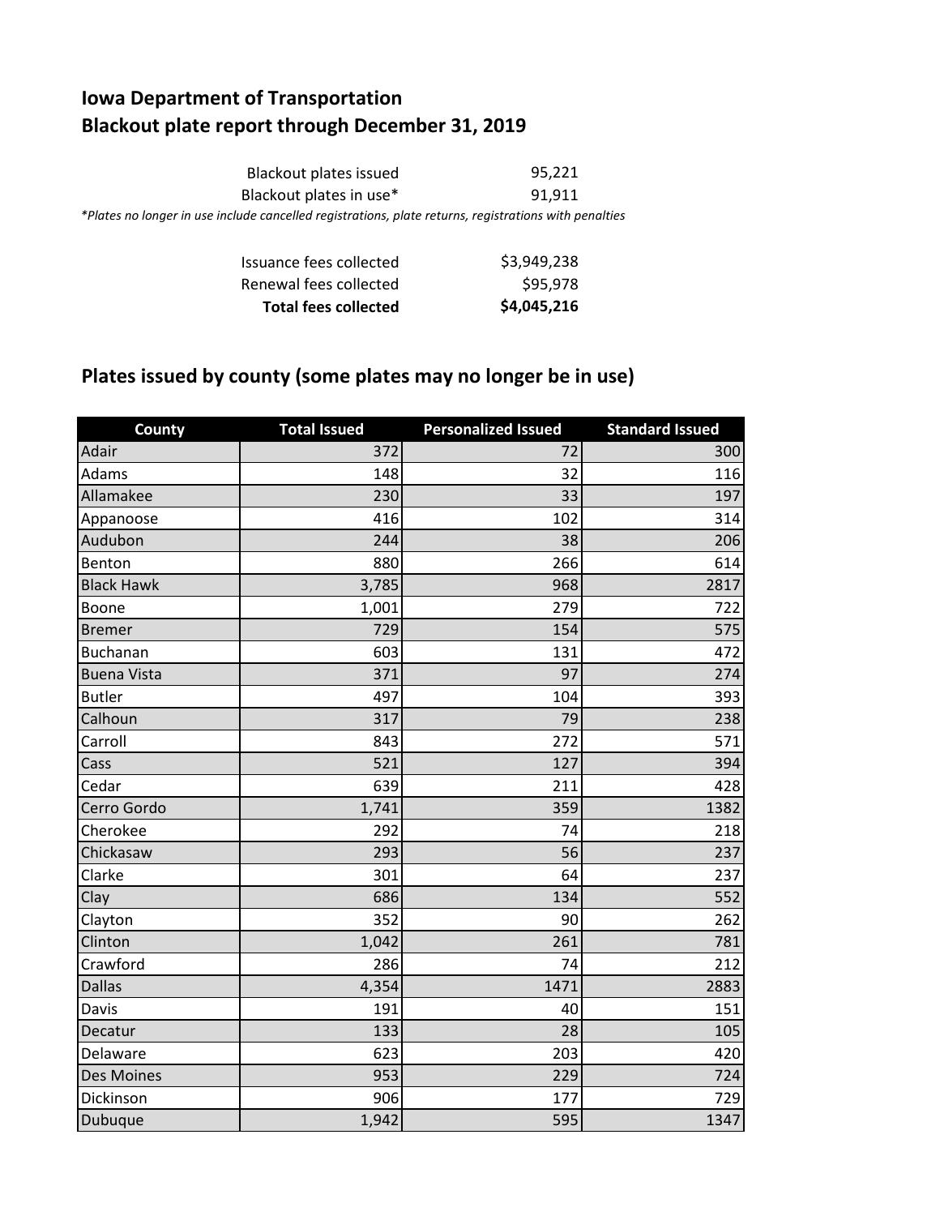# Iowa Department of Transportation
## Blackout plate report through December 31, 2019

| | |
|---|---|
| Blackout plates issued | 95,221 |
| Blackout plates in use* | 91,911 |

*Plates no longer in use include cancelled registrations, plate returns, registrations with penalties*

| | |
|---|---|
| Issuance fees collected | $3,949,238 |
| Renewal fees collected | $95,978 |
| **Total fees collected** | **$4,045,216** |

## Plates issued by county (some plates may no longer be in use)

| County | Total Issued | Personalized Issued | Standard Issued |
|---|---|---|---|
| Adair | 372 | 72 | 300 |
| Adams | 148 | 32 | 116 |
| Allamakee | 230 | 33 | 197 |
| Appanoose | 416 | 102 | 314 |
| Audubon | 244 | 38 | 206 |
| Benton | 880 | 266 | 614 |
| Black Hawk | 3,785 | 968 | 2817 |
| Boone | 1,001 | 279 | 722 |
| Bremer | 729 | 154 | 575 |
| Buchanan | 603 | 131 | 472 |
| Buena Vista | 371 | 97 | 274 |
| Butler | 497 | 104 | 393 |
| Calhoun | 317 | 79 | 238 |
| Carroll | 843 | 272 | 571 |
| Cass | 521 | 127 | 394 |
| Cedar | 639 | 211 | 428 |
| Cerro Gordo | 1,741 | 359 | 1382 |
| Cherokee | 292 | 74 | 218 |
| Chickasaw | 293 | 56 | 237 |
| Clarke | 301 | 64 | 237 |
| Clay | 686 | 134 | 552 |
| Clayton | 352 | 90 | 262 |
| Clinton | 1,042 | 261 | 781 |
| Crawford | 286 | 74 | 212 |
| Dallas | 4,354 | 1471 | 2883 |
| Davis | 191 | 40 | 151 |
| Decatur | 133 | 28 | 105 |
| Delaware | 623 | 203 | 420 |
| Des Moines | 953 | 229 | 724 |
| Dickinson | 906 | 177 | 729 |
| Dubuque | 1,942 | 595 | 1347 |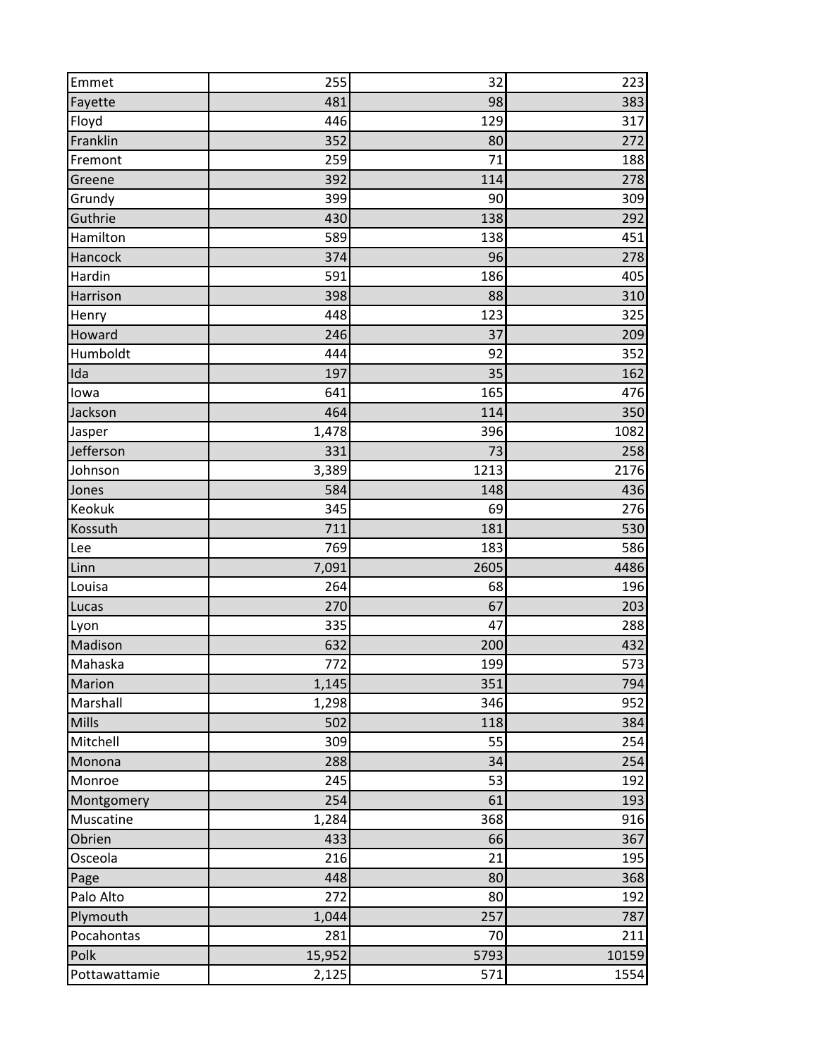| | | | |
|---|---|---|---|
| Emmet | 255 | 32 | 223 |
| Fayette | 481 | 98 | 383 |
| Floyd | 446 | 129 | 317 |
| Franklin | 352 | 80 | 272 |
| Fremont | 259 | 71 | 188 |
| Greene | 392 | 114 | 278 |
| Grundy | 399 | 90 | 309 |
| Guthrie | 430 | 138 | 292 |
| Hamilton | 589 | 138 | 451 |
| Hancock | 374 | 96 | 278 |
| Hardin | 591 | 186 | 405 |
| Harrison | 398 | 88 | 310 |
| Henry | 448 | 123 | 325 |
| Howard | 246 | 37 | 209 |
| Humboldt | 444 | 92 | 352 |
| Ida | 197 | 35 | 162 |
| Iowa | 641 | 165 | 476 |
| Jackson | 464 | 114 | 350 |
| Jasper | 1,478 | 396 | 1082 |
| Jefferson | 331 | 73 | 258 |
| Johnson | 3,389 | 1213 | 2176 |
| Jones | 584 | 148 | 436 |
| Keokuk | 345 | 69 | 276 |
| Kossuth | 711 | 181 | 530 |
| Lee | 769 | 183 | 586 |
| Linn | 7,091 | 2605 | 4486 |
| Louisa | 264 | 68 | 196 |
| Lucas | 270 | 67 | 203 |
| Lyon | 335 | 47 | 288 |
| Madison | 632 | 200 | 432 |
| Mahaska | 772 | 199 | 573 |
| Marion | 1,145 | 351 | 794 |
| Marshall | 1,298 | 346 | 952 |
| Mills | 502 | 118 | 384 |
| Mitchell | 309 | 55 | 254 |
| Monona | 288 | 34 | 254 |
| Monroe | 245 | 53 | 192 |
| Montgomery | 254 | 61 | 193 |
| Muscatine | 1,284 | 368 | 916 |
| Obrien | 433 | 66 | 367 |
| Osceola | 216 | 21 | 195 |
| Page | 448 | 80 | 368 |
| Palo Alto | 272 | 80 | 192 |
| Plymouth | 1,044 | 257 | 787 |
| Pocahontas | 281 | 70 | 211 |
| Polk | 15,952 | 5793 | 10159 |
| Pottawattamie | 2,125 | 571 | 1554 |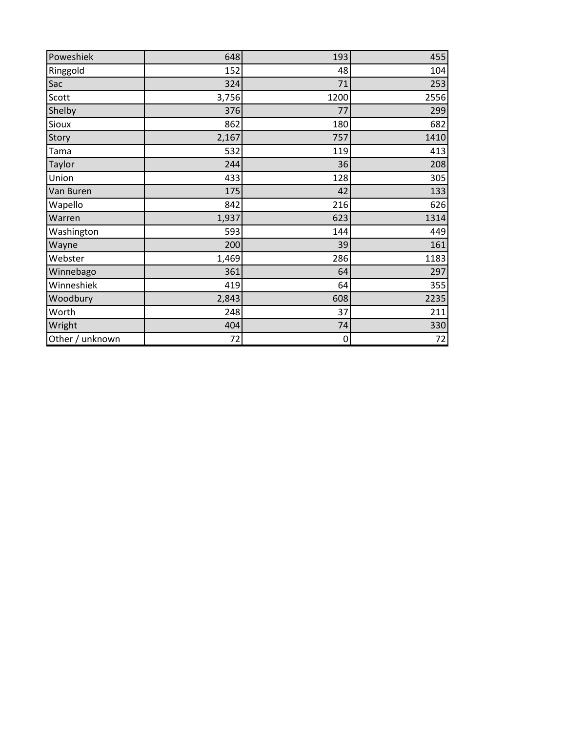| | | | |
|---|---|---|---|
| Poweshiek | 648 | 193 | 455 |
| Ringgold | 152 | 48 | 104 |
| Sac | 324 | 71 | 253 |
| Scott | 3,756 | 1200 | 2556 |
| Shelby | 376 | 77 | 299 |
| Sioux | 862 | 180 | 682 |
| Story | 2,167 | 757 | 1410 |
| Tama | 532 | 119 | 413 |
| Taylor | 244 | 36 | 208 |
| Union | 433 | 128 | 305 |
| Van Buren | 175 | 42 | 133 |
| Wapello | 842 | 216 | 626 |
| Warren | 1,937 | 623 | 1314 |
| Washington | 593 | 144 | 449 |
| Wayne | 200 | 39 | 161 |
| Webster | 1,469 | 286 | 1183 |
| Winnebago | 361 | 64 | 297 |
| Winneshiek | 419 | 64 | 355 |
| Woodbury | 2,843 | 608 | 2235 |
| Worth | 248 | 37 | 211 |
| Wright | 404 | 74 | 330 |
| Other / unknown | 72 | 0 | 72 |